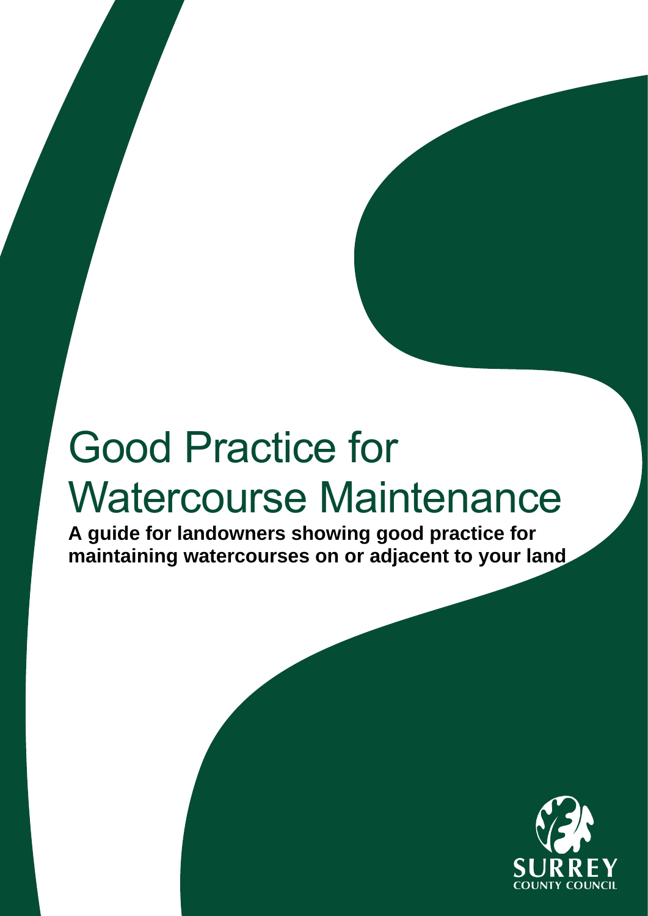# Good Practice for Watercourse Maintenance

**A guide for landowners showing good practice for maintaining watercourses on or adjacent to your land**

SURREY
COUNTY COUNCIL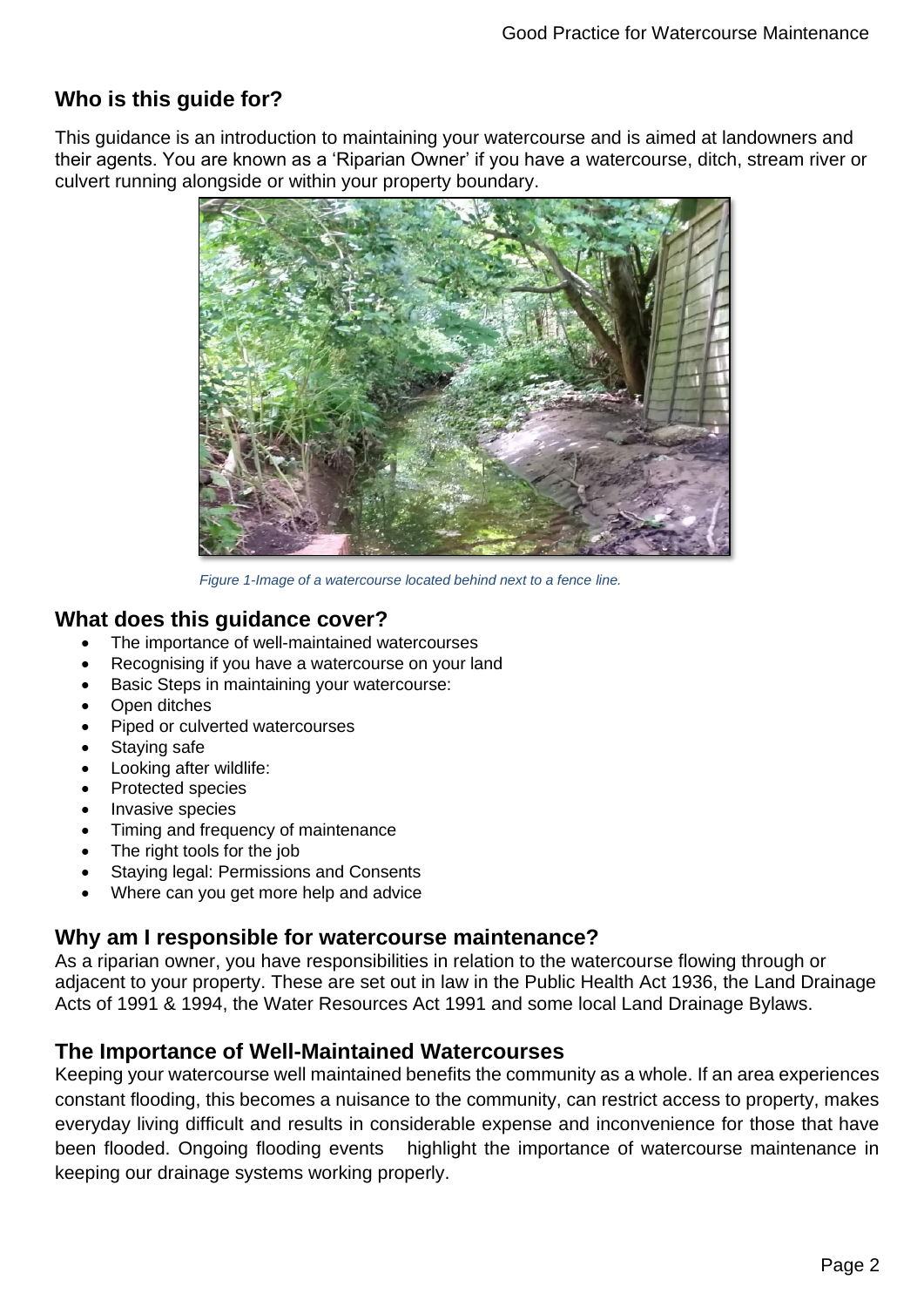## Who is this guide for?

This guidance is an introduction to maintaining your watercourse and is aimed at landowners and their agents. You are known as a 'Riparian Owner' if you have a watercourse, ditch, stream river or culvert running alongside or within your property boundary.

*Figure 1-Image of a watercourse located behind next to a fence line.*

## What does this guidance cover?

- The importance of well-maintained watercourses
- Recognising if you have a watercourse on your land
- Basic Steps in maintaining your watercourse:
- Open ditches
- Piped or culverted watercourses
- Staying safe
- Looking after wildlife:
- Protected species
- Invasive species
- Timing and frequency of maintenance
- The right tools for the job
- Staying legal: Permissions and Consents
- Where can you get more help and advice

## Why am I responsible for watercourse maintenance?

As a riparian owner, you have responsibilities in relation to the watercourse flowing through or adjacent to your property. These are set out in law in the Public Health Act 1936, the Land Drainage Acts of 1991 & 1994, the Water Resources Act 1991 and some local Land Drainage Bylaws.

## The Importance of Well-Maintained Watercourses

Keeping your watercourse well maintained benefits the community as a whole. If an area experiences constant flooding, this becomes a nuisance to the community, can restrict access to property, makes everyday living difficult and results in considerable expense and inconvenience for those that have been flooded. Ongoing flooding events highlight the importance of watercourse maintenance in keeping our drainage systems working properly.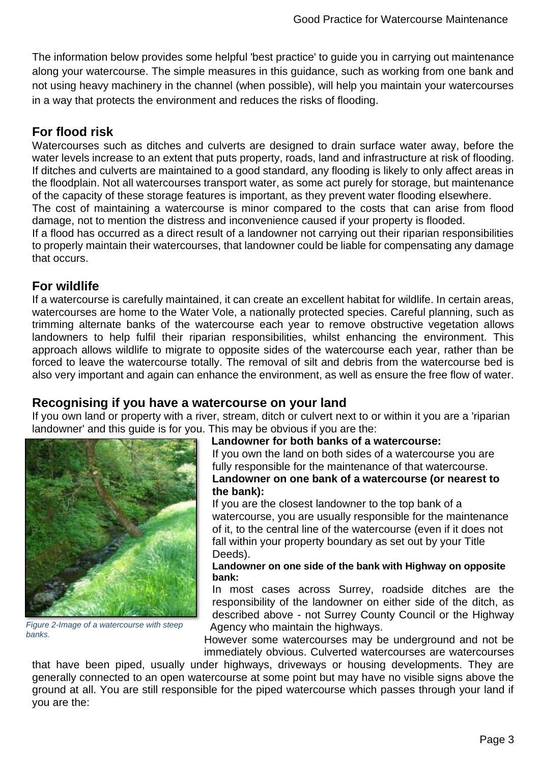The information below provides some helpful 'best practice' to guide you in carrying out maintenance along your watercourse. The simple measures in this guidance, such as working from one bank and not using heavy machinery in the channel (when possible), will help you maintain your watercourses in a way that protects the environment and reduces the risks of flooding.

## For flood risk

Watercourses such as ditches and culverts are designed to drain surface water away, before the water levels increase to an extent that puts property, roads, land and infrastructure at risk of flooding. If ditches and culverts are maintained to a good standard, any flooding is likely to only affect areas in the floodplain. Not all watercourses transport water, as some act purely for storage, but maintenance of the capacity of these storage features is important, as they prevent water flooding elsewhere.

The cost of maintaining a watercourse is minor compared to the costs that can arise from flood damage, not to mention the distress and inconvenience caused if your property is flooded.

If a flood has occurred as a direct result of a landowner not carrying out their riparian responsibilities to properly maintain their watercourses, that landowner could be liable for compensating any damage that occurs.

## For wildlife

If a watercourse is carefully maintained, it can create an excellent habitat for wildlife. In certain areas, watercourses are home to the Water Vole, a nationally protected species. Careful planning, such as trimming alternate banks of the watercourse each year to remove obstructive vegetation allows landowners to help fulfil their riparian responsibilities, whilst enhancing the environment. This approach allows wildlife to migrate to opposite sides of the watercourse each year, rather than be forced to leave the watercourse totally. The removal of silt and debris from the watercourse bed is also very important and again can enhance the environment, as well as ensure the free flow of water.

## Recognising if you have a watercourse on your land

If you own land or property with a river, stream, ditch or culvert next to or within it you are a 'riparian landowner' and this guide is for you. This may be obvious if you are the:

*Figure 2-Image of a watercourse with steep banks.*

**Landowner for both banks of a watercourse:**

If you own the land on both sides of a watercourse you are fully responsible for the maintenance of that watercourse.

**Landowner on one bank of a watercourse (or nearest to the bank):**

If you are the closest landowner to the top bank of a watercourse, you are usually responsible for the maintenance of it, to the central line of the watercourse (even if it does not fall within your property boundary as set out by your Title Deeds).

**Landowner on one side of the bank with Highway on opposite bank:**

In most cases across Surrey, roadside ditches are the responsibility of the landowner on either side of the ditch, as described above - not Surrey County Council or the Highway Agency who maintain the highways.

However some watercourses may be underground and not be immediately obvious. Culverted watercourses are watercourses that have been piped, usually under highways, driveways or housing developments. They are generally connected to an open watercourse at some point but may have no visible signs above the ground at all. You are still responsible for the piped watercourse which passes through your land if you are the: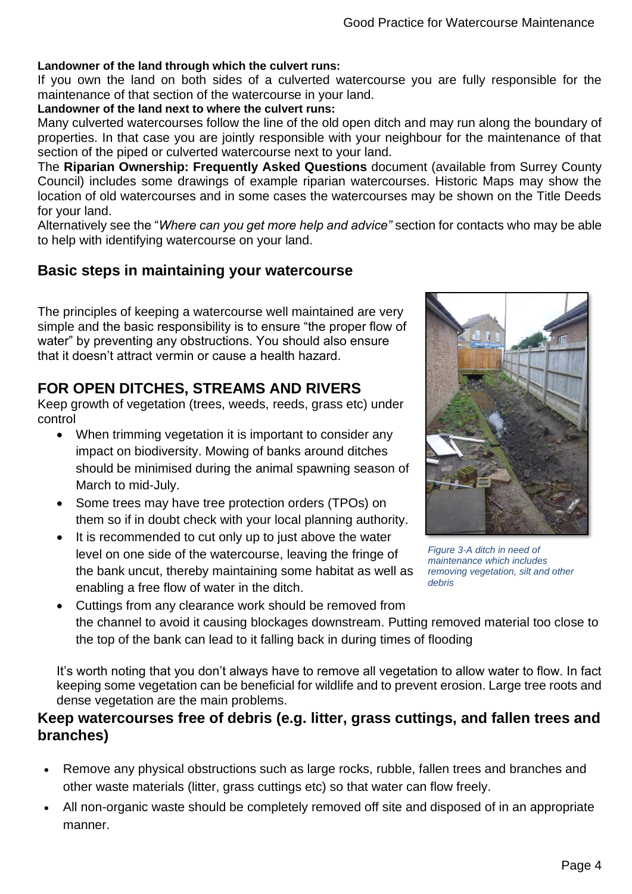**Landowner of the land through which the culvert runs:**

If you own the land on both sides of a culverted watercourse you are fully responsible for the maintenance of that section of the watercourse in your land.

**Landowner of the land next to where the culvert runs:**

Many culverted watercourses follow the line of the old open ditch and may run along the boundary of properties. In that case you are jointly responsible with your neighbour for the maintenance of that section of the piped or culverted watercourse next to your land.

The **Riparian Ownership: Frequently Asked Questions** document (available from Surrey County Council) includes some drawings of example riparian watercourses. Historic Maps may show the location of old watercourses and in some cases the watercourses may be shown on the Title Deeds for your land.

Alternatively see the "*Where can you get more help and advice"* section for contacts who may be able to help with identifying watercourse on your land.

## Basic steps in maintaining your watercourse

The principles of keeping a watercourse well maintained are very simple and the basic responsibility is to ensure "the proper flow of water" by preventing any obstructions. You should also ensure that it doesn't attract vermin or cause a health hazard.

## FOR OPEN DITCHES, STREAMS AND RIVERS

Keep growth of vegetation (trees, weeds, reeds, grass etc) under control

- When trimming vegetation it is important to consider any impact on biodiversity. Mowing of banks around ditches should be minimised during the animal spawning season of March to mid-July.
- Some trees may have tree protection orders (TPOs) on them so if in doubt check with your local planning authority.
- It is recommended to cut only up to just above the water level on one side of the watercourse, leaving the fringe of the bank uncut, thereby maintaining some habitat as well as enabling a free flow of water in the ditch.
- Cuttings from any clearance work should be removed from the channel to avoid it causing blockages downstream. Putting removed material too close to the top of the bank can lead to it falling back in during times of flooding

*Figure 3-A ditch in need of maintenance which includes removing vegetation, silt and other debris*

It's worth noting that you don't always have to remove all vegetation to allow water to flow. In fact keeping some vegetation can be beneficial for wildlife and to prevent erosion. Large tree roots and dense vegetation are the main problems.

## Keep watercourses free of debris (e.g. litter, grass cuttings, and fallen trees and branches)

- Remove any physical obstructions such as large rocks, rubble, fallen trees and branches and other waste materials (litter, grass cuttings etc) so that water can flow freely.
- All non-organic waste should be completely removed off site and disposed of in an appropriate manner.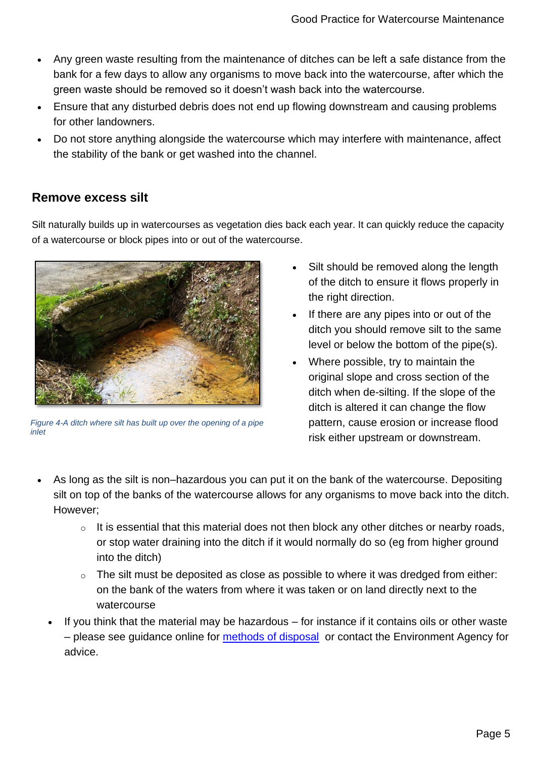- Any green waste resulting from the maintenance of ditches can be left a safe distance from the bank for a few days to allow any organisms to move back into the watercourse, after which the green waste should be removed so it doesn't wash back into the watercourse.
- Ensure that any disturbed debris does not end up flowing downstream and causing problems for other landowners.
- Do not store anything alongside the watercourse which may interfere with maintenance, affect the stability of the bank or get washed into the channel.

## Remove excess silt

Silt naturally builds up in watercourses as vegetation dies back each year. It can quickly reduce the capacity of a watercourse or block pipes into or out of the watercourse.

*Figure 4-A ditch where silt has built up over the opening of a pipe inlet*

- Silt should be removed along the length of the ditch to ensure it flows properly in the right direction.
- If there are any pipes into or out of the ditch you should remove silt to the same level or below the bottom of the pipe(s).
- Where possible, try to maintain the original slope and cross section of the ditch when de-silting. If the slope of the ditch is altered it can change the flow pattern, cause erosion or increase flood risk either upstream or downstream.
- As long as the silt is non–hazardous you can put it on the bank of the watercourse. Depositing silt on top of the banks of the watercourse allows for any organisms to move back into the ditch. However;
    - It is essential that this material does not then block any other ditches or nearby roads, or stop water draining into the ditch if it would normally do so (eg from higher ground into the ditch)
    - The silt must be deposited as close as possible to where it was dredged from either: on the bank of the waters from where it was taken or on land directly next to the watercourse
- If you think that the material may be hazardous – for instance if it contains oils or other waste – please see guidance online for methods of disposal or contact the Environment Agency for advice.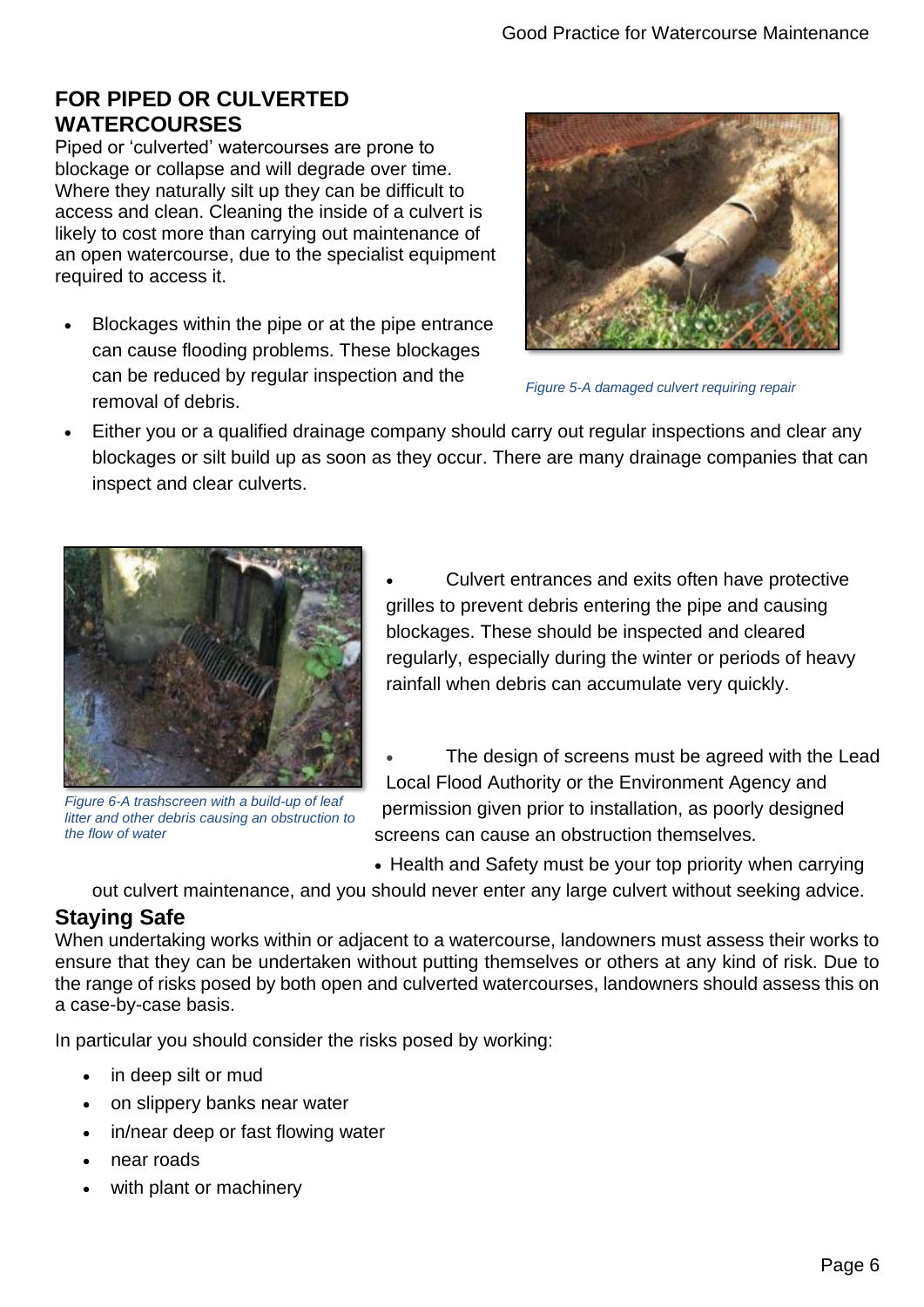## FOR PIPED OR CULVERTED WATERCOURSES

Piped or 'culverted' watercourses are prone to blockage or collapse and will degrade over time. Where they naturally silt up they can be difficult to access and clean. Cleaning the inside of a culvert is likely to cost more than carrying out maintenance of an open watercourse, due to the specialist equipment required to access it.

- Blockages within the pipe or at the pipe entrance can cause flooding problems. These blockages can be reduced by regular inspection and the removal of debris.
- Either you or a qualified drainage company should carry out regular inspections and clear any blockages or silt build up as soon as they occur. There are many drainage companies that can inspect and clear culverts.

*Figure 5-A damaged culvert requiring repair*

- Culvert entrances and exits often have protective grilles to prevent debris entering the pipe and causing blockages. These should be inspected and cleared regularly, especially during the winter or periods of heavy rainfall when debris can accumulate very quickly.
- The design of screens must be agreed with the Lead Local Flood Authority or the Environment Agency and permission given prior to installation, as poorly designed screens can cause an obstruction themselves.
- Health and Safety must be your top priority when carrying out culvert maintenance, and you should never enter any large culvert without seeking advice.

*Figure 6-A trashscreen with a build-up of leaf litter and other debris causing an obstruction to the flow of water*

## Staying Safe

When undertaking works within or adjacent to a watercourse, landowners must assess their works to ensure that they can be undertaken without putting themselves or others at any kind of risk. Due to the range of risks posed by both open and culverted watercourses, landowners should assess this on a case-by-case basis.

In particular you should consider the risks posed by working:

- in deep silt or mud
- on slippery banks near water
- in/near deep or fast flowing water
- near roads
- with plant or machinery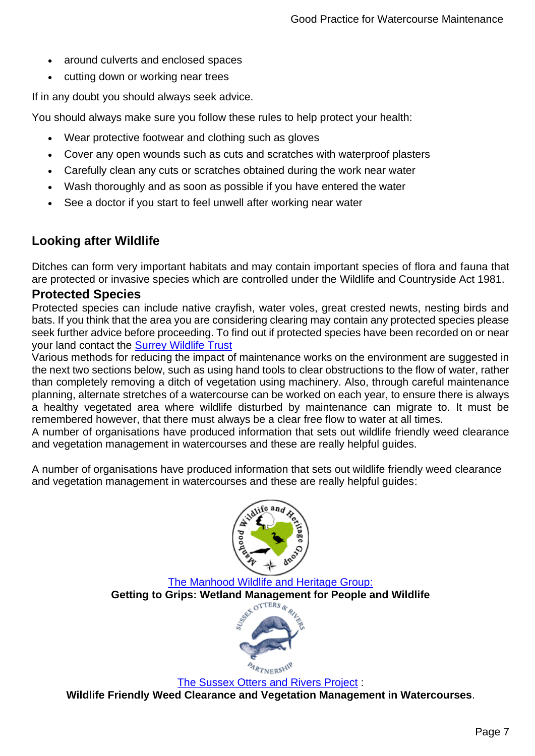- around culverts and enclosed spaces
- cutting down or working near trees

If in any doubt you should always seek advice.

You should always make sure you follow these rules to help protect your health:

- Wear protective footwear and clothing such as gloves
- Cover any open wounds such as cuts and scratches with waterproof plasters
- Carefully clean any cuts or scratches obtained during the work near water
- Wash thoroughly and as soon as possible if you have entered the water
- See a doctor if you start to feel unwell after working near water

## Looking after Wildlife

Ditches can form very important habitats and may contain important species of flora and fauna that are protected or invasive species which are controlled under the Wildlife and Countryside Act 1981.

### Protected Species

Protected species can include native crayfish, water voles, great crested newts, nesting birds and bats. If you think that the area you are considering clearing may contain any protected species please seek further advice before proceeding. To find out if protected species have been recorded on or near your land contact the Surrey Wildlife Trust

Various methods for reducing the impact of maintenance works on the environment are suggested in the next two sections below, such as using hand tools to clear obstructions to the flow of water, rather than completely removing a ditch of vegetation using machinery. Also, through careful maintenance planning, alternate stretches of a watercourse can be worked on each year, to ensure there is always a healthy vegetated area where wildlife disturbed by maintenance can migrate to. It must be remembered however, that there must always be a clear free flow to water at all times.

A number of organisations have produced information that sets out wildlife friendly weed clearance and vegetation management in watercourses and these are really helpful guides.

A number of organisations have produced information that sets out wildlife friendly weed clearance and vegetation management in watercourses and these are really helpful guides:

The Manhood Wildlife and Heritage Group:
**Getting to Grips: Wetland Management for People and Wildlife**

The Sussex Otters and Rivers Project :
**Wildlife Friendly Weed Clearance and Vegetation Management in Watercourses**.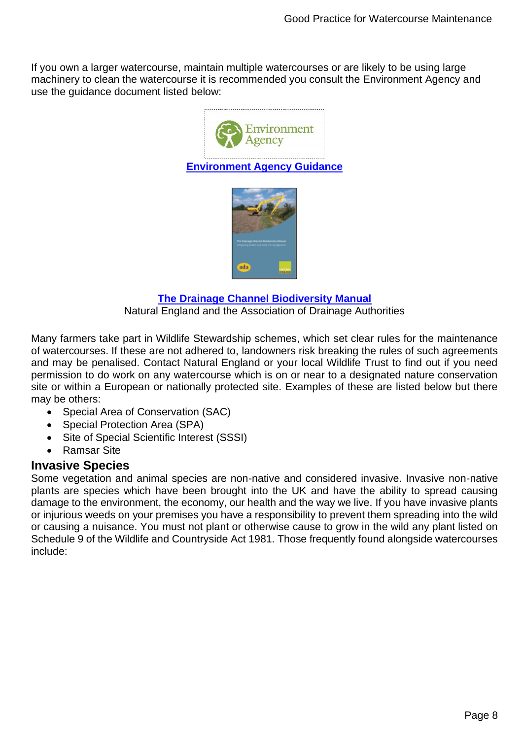If you own a larger watercourse, maintain multiple watercourses or are likely to be using large machinery to clean the watercourse it is recommended you consult the Environment Agency and use the guidance document listed below:

**Environment Agency Guidance**

**The Drainage Channel Biodiversity Manual**
Natural England and the Association of Drainage Authorities

Many farmers take part in Wildlife Stewardship schemes, which set clear rules for the maintenance of watercourses. If these are not adhered to, landowners risk breaking the rules of such agreements and may be penalised. Contact Natural England or your local Wildlife Trust to find out if you need permission to do work on any watercourse which is on or near to a designated nature conservation site or within a European or nationally protected site. Examples of these are listed below but there may be others:

- Special Area of Conservation (SAC)
- Special Protection Area (SPA)
- Site of Special Scientific Interest (SSSI)
- Ramsar Site

## Invasive Species

Some vegetation and animal species are non-native and considered invasive. Invasive non-native plants are species which have been brought into the UK and have the ability to spread causing damage to the environment, the economy, our health and the way we live. If you have invasive plants or injurious weeds on your premises you have a responsibility to prevent them spreading into the wild or causing a nuisance. You must not plant or otherwise cause to grow in the wild any plant listed on Schedule 9 of the Wildlife and Countryside Act 1981. Those frequently found alongside watercourses include: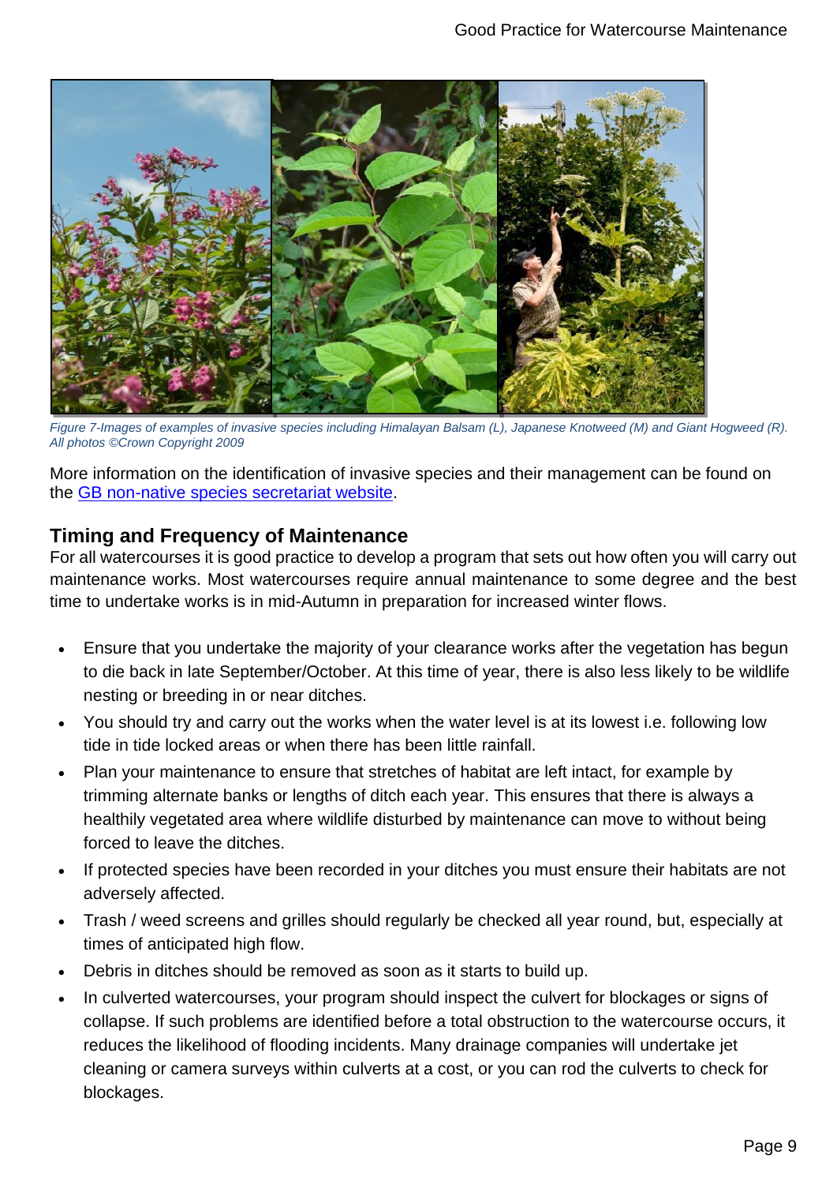*Figure 7-Images of examples of invasive species including Himalayan Balsam (L), Japanese Knotweed (M) and Giant Hogweed (R). All photos ©Crown Copyright 2009*

More information on the identification of invasive species and their management can be found on the GB non-native species secretariat website.

## Timing and Frequency of Maintenance

For all watercourses it is good practice to develop a program that sets out how often you will carry out maintenance works. Most watercourses require annual maintenance to some degree and the best time to undertake works is in mid-Autumn in preparation for increased winter flows.

- Ensure that you undertake the majority of your clearance works after the vegetation has begun to die back in late September/October. At this time of year, there is also less likely to be wildlife nesting or breeding in or near ditches.
- You should try and carry out the works when the water level is at its lowest i.e. following low tide in tide locked areas or when there has been little rainfall.
- Plan your maintenance to ensure that stretches of habitat are left intact, for example by trimming alternate banks or lengths of ditch each year. This ensures that there is always a healthily vegetated area where wildlife disturbed by maintenance can move to without being forced to leave the ditches.
- If protected species have been recorded in your ditches you must ensure their habitats are not adversely affected.
- Trash / weed screens and grilles should regularly be checked all year round, but, especially at times of anticipated high flow.
- Debris in ditches should be removed as soon as it starts to build up.
- In culverted watercourses, your program should inspect the culvert for blockages or signs of collapse. If such problems are identified before a total obstruction to the watercourse occurs, it reduces the likelihood of flooding incidents. Many drainage companies will undertake jet cleaning or camera surveys within culverts at a cost, or you can rod the culverts to check for blockages.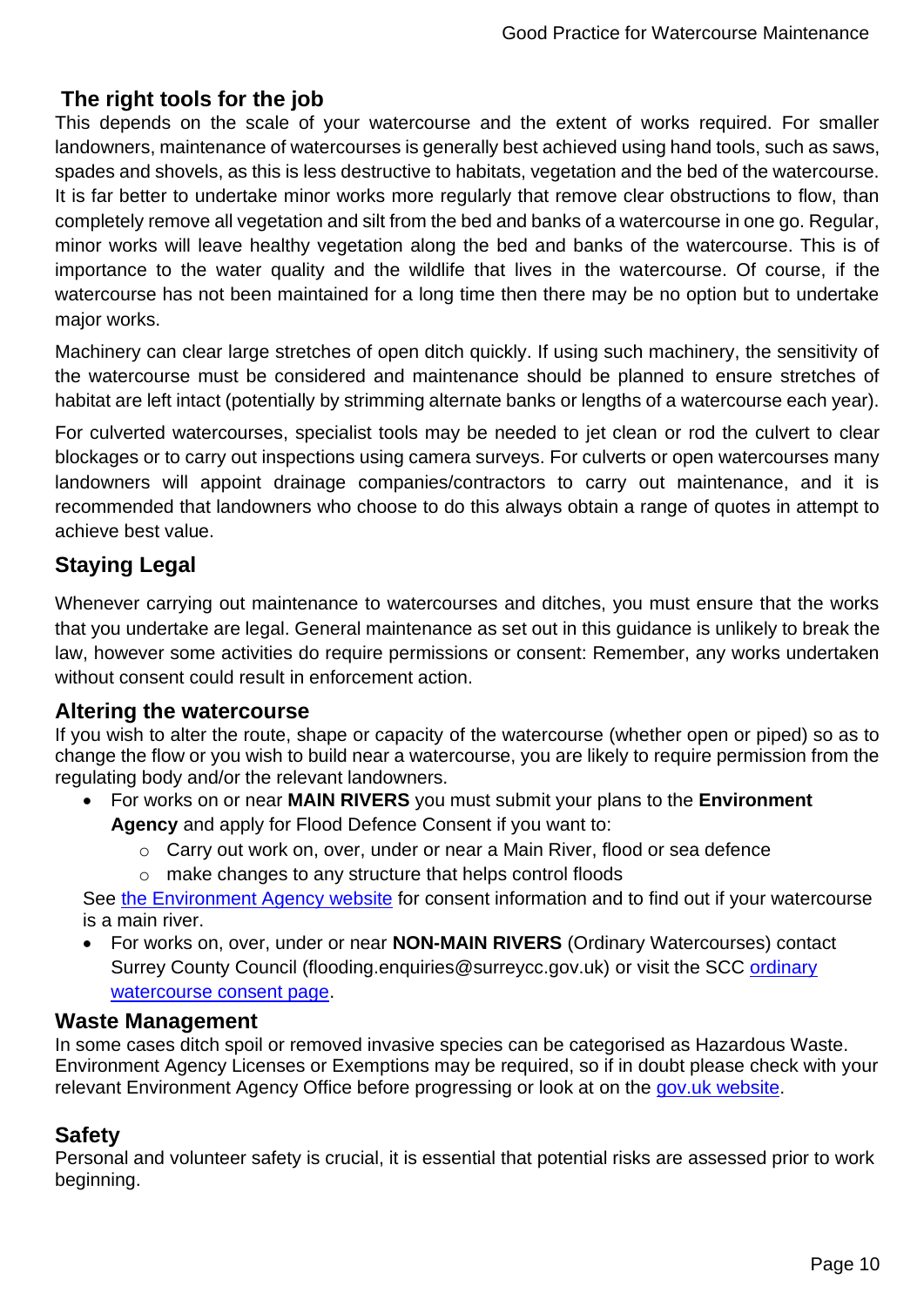## The right tools for the job

This depends on the scale of your watercourse and the extent of works required. For smaller landowners, maintenance of watercourses is generally best achieved using hand tools, such as saws, spades and shovels, as this is less destructive to habitats, vegetation and the bed of the watercourse. It is far better to undertake minor works more regularly that remove clear obstructions to flow, than completely remove all vegetation and silt from the bed and banks of a watercourse in one go. Regular, minor works will leave healthy vegetation along the bed and banks of the watercourse. This is of importance to the water quality and the wildlife that lives in the watercourse. Of course, if the watercourse has not been maintained for a long time then there may be no option but to undertake major works.

Machinery can clear large stretches of open ditch quickly. If using such machinery, the sensitivity of the watercourse must be considered and maintenance should be planned to ensure stretches of habitat are left intact (potentially by strimming alternate banks or lengths of a watercourse each year).

For culverted watercourses, specialist tools may be needed to jet clean or rod the culvert to clear blockages or to carry out inspections using camera surveys. For culverts or open watercourses many landowners will appoint drainage companies/contractors to carry out maintenance, and it is recommended that landowners who choose to do this always obtain a range of quotes in attempt to achieve best value.

## Staying Legal

Whenever carrying out maintenance to watercourses and ditches, you must ensure that the works that you undertake are legal. General maintenance as set out in this guidance is unlikely to break the law, however some activities do require permissions or consent: Remember, any works undertaken without consent could result in enforcement action.

## Altering the watercourse

If you wish to alter the route, shape or capacity of the watercourse (whether open or piped) so as to change the flow or you wish to build near a watercourse, you are likely to require permission from the regulating body and/or the relevant landowners.

- For works on or near **MAIN RIVERS** you must submit your plans to the **Environment Agency** and apply for Flood Defence Consent if you want to:
  - Carry out work on, over, under or near a Main River, flood or sea defence
  - make changes to any structure that helps control floods

See [the Environment Agency website] for consent information and to find out if your watercourse is a main river.

- For works on, over, under or near **NON-MAIN RIVERS** (Ordinary Watercourses) contact Surrey County Council (flooding.enquiries@surreycc.gov.uk) or visit the SCC [ordinary watercourse consent page].

## Waste Management

In some cases ditch spoil or removed invasive species can be categorised as Hazardous Waste. Environment Agency Licenses or Exemptions may be required, so if in doubt please check with your relevant Environment Agency Office before progressing or look at on the [gov.uk website].

## Safety

Personal and volunteer safety is crucial, it is essential that potential risks are assessed prior to work beginning.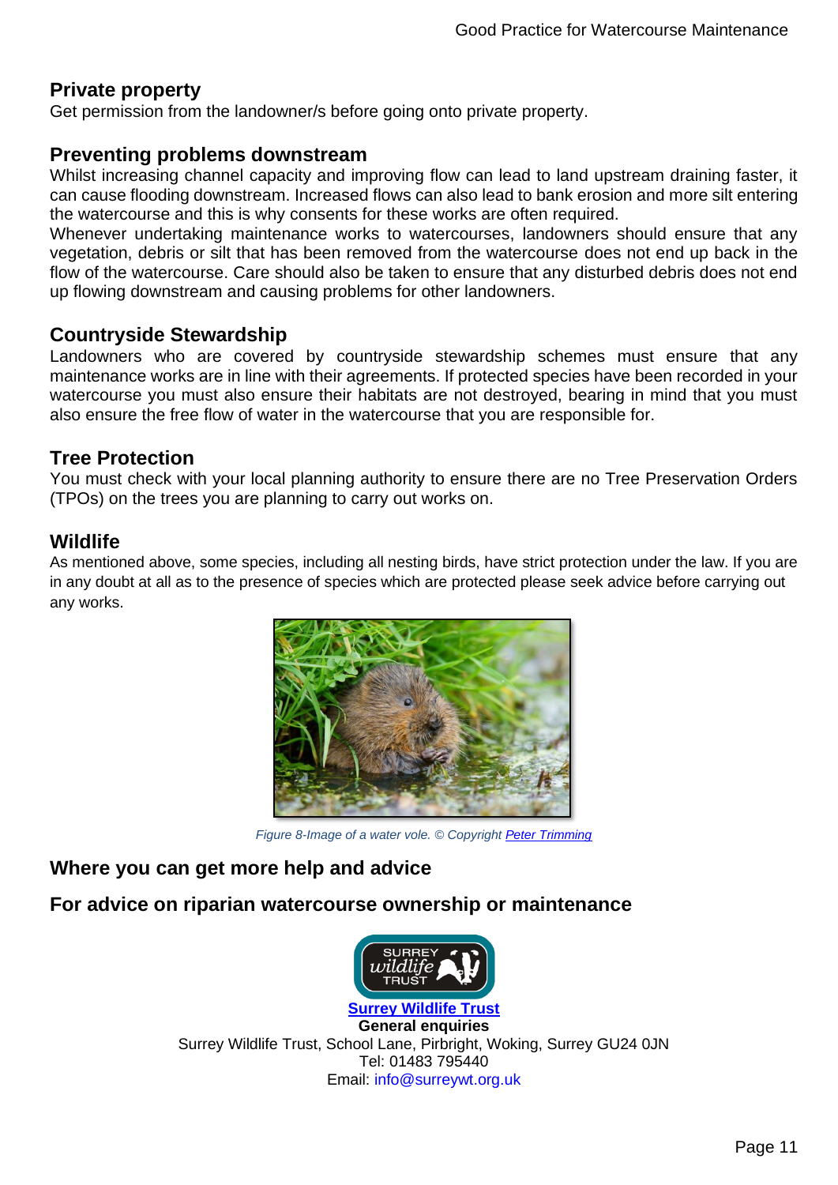## Private property

Get permission from the landowner/s before going onto private property.

## Preventing problems downstream

Whilst increasing channel capacity and improving flow can lead to land upstream draining faster, it can cause flooding downstream. Increased flows can also lead to bank erosion and more silt entering the watercourse and this is why consents for these works are often required.

Whenever undertaking maintenance works to watercourses, landowners should ensure that any vegetation, debris or silt that has been removed from the watercourse does not end up back in the flow of the watercourse. Care should also be taken to ensure that any disturbed debris does not end up flowing downstream and causing problems for other landowners.

## Countryside Stewardship

Landowners who are covered by countryside stewardship schemes must ensure that any maintenance works are in line with their agreements. If protected species have been recorded in your watercourse you must also ensure their habitats are not destroyed, bearing in mind that you must also ensure the free flow of water in the watercourse that you are responsible for.

## Tree Protection

You must check with your local planning authority to ensure there are no Tree Preservation Orders (TPOs) on the trees you are planning to carry out works on.

## Wildlife

As mentioned above, some species, including all nesting birds, have strict protection under the law. If you are in any doubt at all as to the presence of species which are protected please seek advice before carrying out any works.

*Figure 8-Image of a water vole. © Copyright Peter Trimming*

## Where you can get more help and advice

## For advice on riparian watercourse ownership or maintenance

**Surrey Wildlife Trust**

**General enquiries**

Surrey Wildlife Trust, School Lane, Pirbright, Woking, Surrey GU24 0JN

Tel: 01483 795440

Email: info@surreywt.org.uk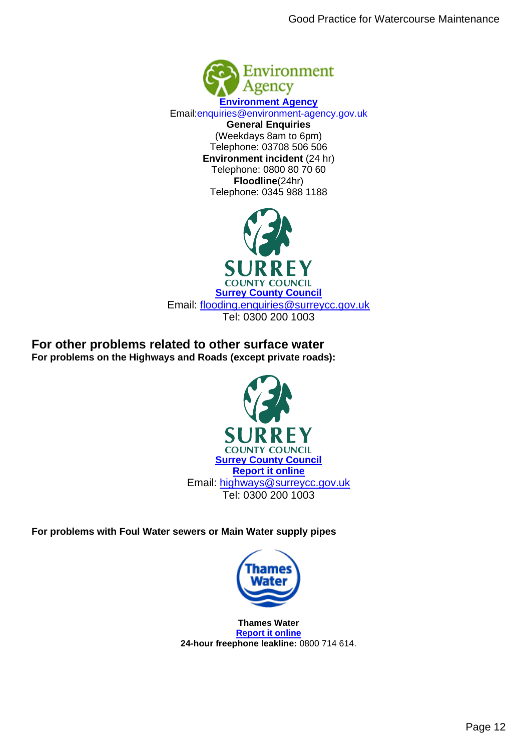**Environment Agency**

Email:enquiries@environment-agency.gov.uk

**General Enquiries**

(Weekdays 8am to 6pm)

Telephone: 03708 506 506

**Environment incident** (24 hr)

Telephone: 0800 80 70 60

**Floodline**(24hr)

Telephone: 0345 988 1188

**Surrey County Council**

Email: flooding.enquiries@surreycc.gov.uk

Tel: 0300 200 1003

## For other problems related to other surface water

**For problems on the Highways and Roads (except private roads):**

**Surrey County Council**

**Report it online**

Email: highways@surreycc.gov.uk

Tel: 0300 200 1003

**For problems with Foul Water sewers or Main Water supply pipes**

**Thames Water**

**Report it online**

**24-hour freephone leakline:** 0800 714 614.